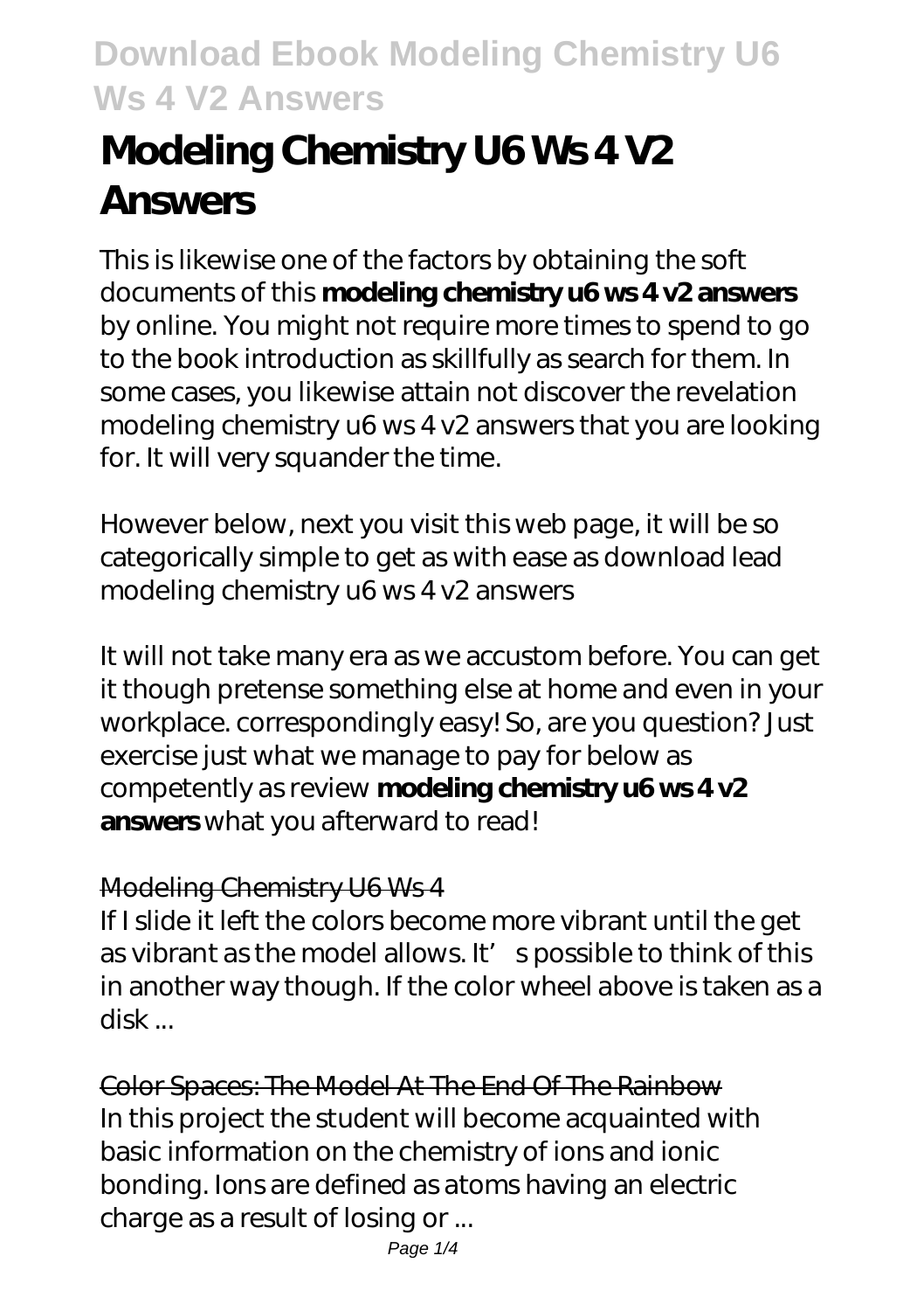# Modeling Chemistry U6 Ws 4 V2 Answers

This is likewise one of the factors by obtaining the soft documents of this **modeling chemistry u6 ws 4 v2 answers** by online. You might not require more times to spend to go to the book introduction as skillfully as search for them. In some cases, you likewise attain not discover the revelation modeling chemistry u6 ws 4 v2 answers that you are looking for. It will very squander the time.

However below, next you visit this web page, it will be so categorically simple to get as with ease as download lead modeling chemistry u6 ws 4 v2 answers

It will not take many era as we accustom before. You can get it though pretense something else at home and even in your workplace. correspondingly easy! So, are you question? Just exercise just what we manage to pay for below as competently as review **modeling chemistry u6 ws 4 v2 answers** what you afterward to read!

## Modeling Chemistry U6 Ws 4

If I slide it left the colors become more vibrant until the get as vibrant as the model allows. It's possible to think of this in another way though. If the color wheel above is taken as a disk ...

## Color Spaces: The Model At The End Of The Rainbow

In this project the student will become acquainted with basic information on the chemistry of ions and ionic bonding. Ions are defined as atoms having an electric charge as a result of losing or ...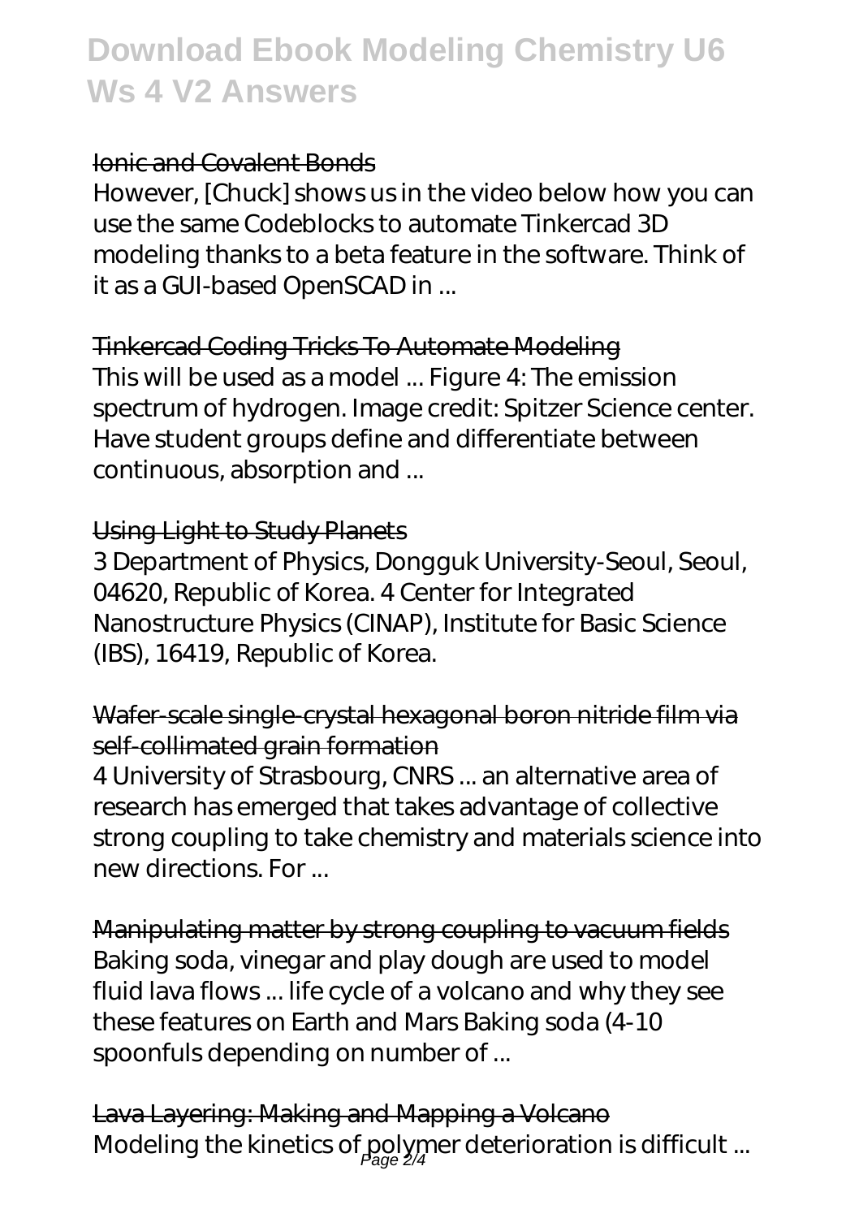### Ionic and Covalent Bonds

However, [Chuck] shows us in the video below how you can use the same Codeblocks to automate Tinkercad 3D modeling thanks to a beta feature in the software. Think of it as a GUI-based OpenSCAD in ...

### Tinkercad Coding Tricks To Automate Modeling

This will be used as a model ... Figure 4: The emission spectrum of hydrogen. Image credit: Spitzer Science center. Have student groups define and differentiate between continuous, absorption and ...

### Using Light to Study Planets

3 Department of Physics, Dongguk University-Seoul, Seoul, 04620, Republic of Korea. 4 Center for Integrated Nanostructure Physics (CINAP), Institute for Basic Science (IBS), 16419, Republic of Korea.

### Wafer-scale single-crystal hexagonal boron nitride film via self-collimated grain formation

4 University of Strasbourg, CNRS ... an alternative area of research has emerged that takes advantage of collective strong coupling to take chemistry and materials science into new directions. For ...

### Manipulating matter by strong coupling to vacuum fields

Baking soda, vinegar and play dough are used to model fluid lava flows ... life cycle of a volcano and why they see these features on Earth and Mars Baking soda (4-10 spoonfuls depending on number of ...

### Lava Layering: Making and Mapping a Volcano

Modeling the kinetics of polymer deterioration is difficult ...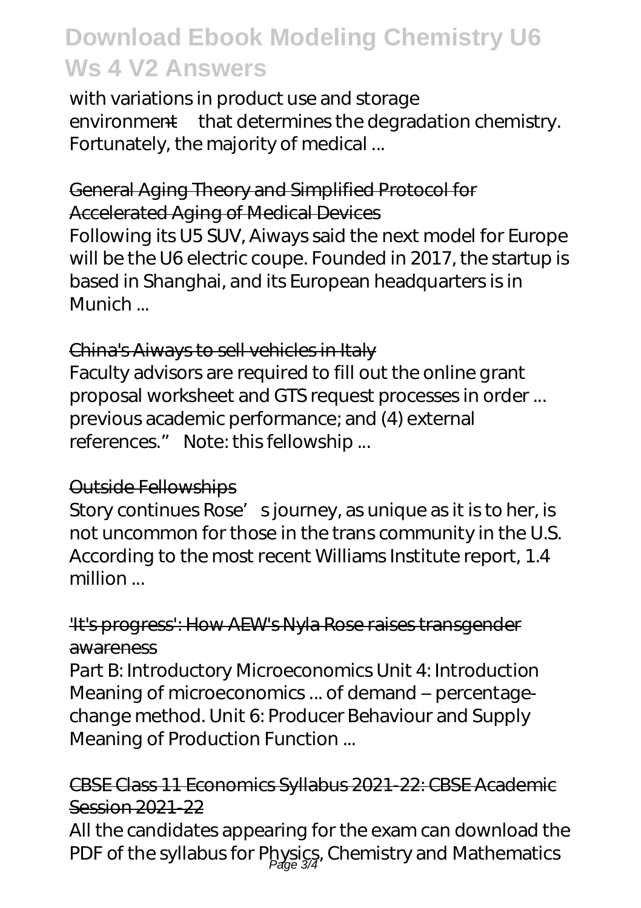with variations in product use and storage environment—that determines the degradation chemistry. Fortunately, the majority of medical ...

## General Aging Theory and Simplified Protocol for Accelerated Aging of Medical Devices

Following its U5 SUV, Aiways said the next model for Europe will be the U6 electric coupe. Founded in 2017, the startup is based in Shanghai, and its European headquarters is in Munich ...

## China's Aiways to sell vehicles in Italy

Faculty advisors are required to fill out the online grant proposal worksheet and GTS request processes in order ... previous academic performance; and (4) external references." Note: this fellowship ...

## Outside Fellowships

Story continues Rose's journey, as unique as it is to her, is not uncommon for those in the trans community in the U.S. According to the most recent Williams Institute report, 1.4 million ...

## 'It's progress': How AEW's Nyla Rose raises transgender awareness

Part B: Introductory Microeconomics Unit 4: Introduction Meaning of microeconomics ... of demand – percentage-change method. Unit 6: Producer Behaviour and Supply Meaning of Production Function ...

## CBSE Class 11 Economics Syllabus 2021-22: CBSE Academic Session 2021-22

All the candidates appearing for the exam can download the PDF of the syllabus for Physics, Chemistry and Mathematics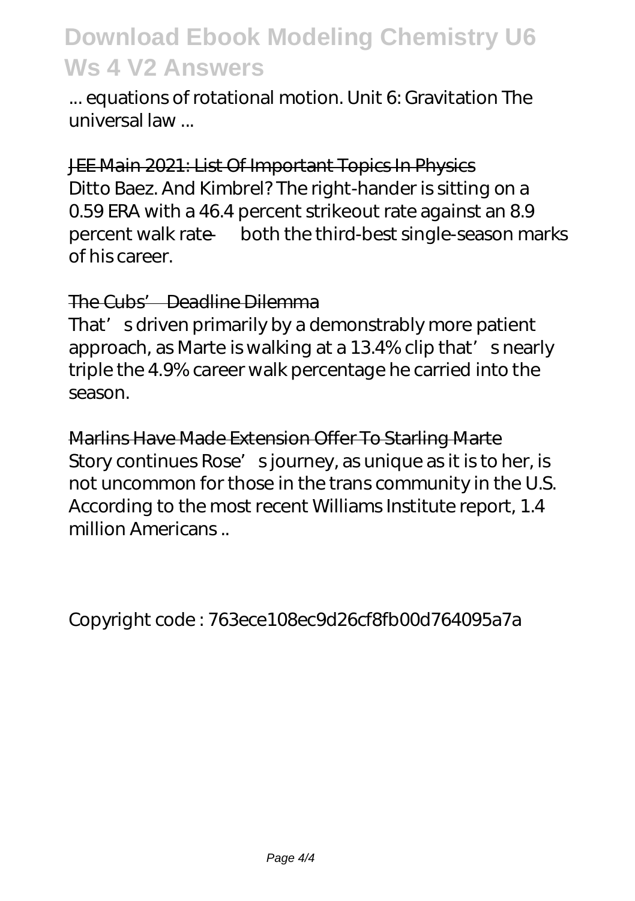... equations of rotational motion. Unit 6: Gravitation The universal law ...

JEE Main 2021: List Of Important Topics In Physics

Ditto Baez. And Kimbrel? The right-hander is sitting on a 0.59 ERA with a 46.4 percent strikeout rate against an 8.9 percent walk rate — both the third-best single-season marks of his career.

The Cubs' Deadline Dilemma

That's driven primarily by a demonstrably more patient approach, as Marte is walking at a 13.4% clip that's nearly triple the 4.9% career walk percentage he carried into the season.

Marlins Have Made Extension Offer To Starling Marte

Story continues Rose's journey, as unique as it is to her, is not uncommon for those in the trans community in the U.S. According to the most recent Williams Institute report, 1.4 million Americans ..

Copyright code : 763ece108ec9d26cf8fb00d764095a7a